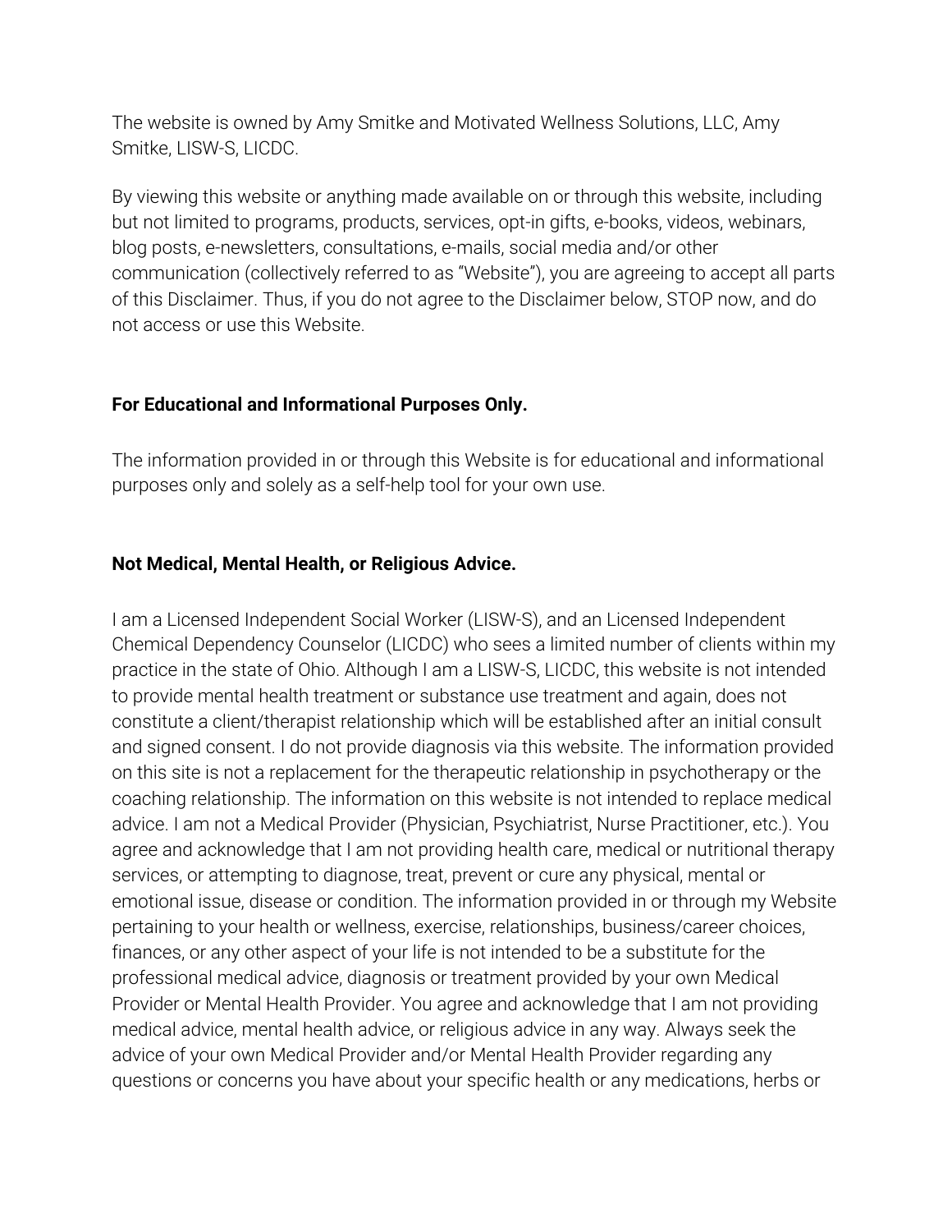The website is owned by Amy Smitke and Motivated Wellness Solutions, LLC, Amy Smitke, LISW-S, LICDC.

By viewing this website or anything made available on or through this website, including but not limited to programs, products, services, opt-in gifts, e-books, videos, webinars, blog posts, e-newsletters, consultations, e-mails, social media and/or other communication (collectively referred to as "Website"), you are agreeing to accept all parts of this Disclaimer. Thus, if you do not agree to the Disclaimer below, STOP now, and do not access or use this Website.

**For Educational and Informational Purposes Only.**

The information provided in or through this Website is for educational and informational purposes only and solely as a self-help tool for your own use.

**Not Medical, Mental Health, or Religious Advice.**

I am a Licensed Independent Social Worker (LISW-S), and an Licensed Independent Chemical Dependency Counselor (LICDC) who sees a limited number of clients within my practice in the state of Ohio. Although I am a LISW-S, LICDC, this website is not intended to provide mental health treatment or substance use treatment and again, does not constitute a client/therapist relationship which will be established after an initial consult and signed consent. I do not provide diagnosis via this website. The information provided on this site is not a replacement for the therapeutic relationship in psychotherapy or the coaching relationship. The information on this website is not intended to replace medical advice. I am not a Medical Provider (Physician, Psychiatrist, Nurse Practitioner, etc.). You agree and acknowledge that I am not providing health care, medical or nutritional therapy services, or attempting to diagnose, treat, prevent or cure any physical, mental or emotional issue, disease or condition. The information provided in or through my Website pertaining to your health or wellness, exercise, relationships, business/career choices, finances, or any other aspect of your life is not intended to be a substitute for the professional medical advice, diagnosis or treatment provided by your own Medical Provider or Mental Health Provider. You agree and acknowledge that I am not providing medical advice, mental health advice, or religious advice in any way. Always seek the advice of your own Medical Provider and/or Mental Health Provider regarding any questions or concerns you have about your specific health or any medications, herbs or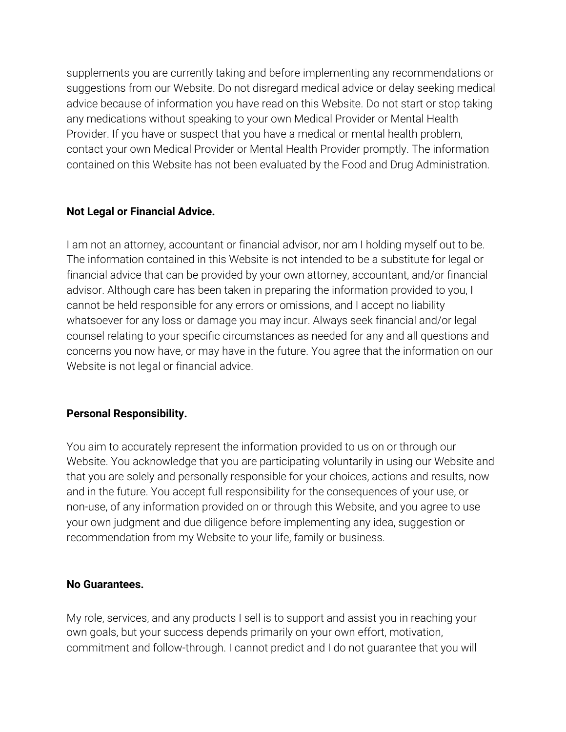supplements you are currently taking and before implementing any recommendations or suggestions from our Website. Do not disregard medical advice or delay seeking medical advice because of information you have read on this Website. Do not start or stop taking any medications without speaking to your own Medical Provider or Mental Health Provider. If you have or suspect that you have a medical or mental health problem, contact your own Medical Provider or Mental Health Provider promptly. The information contained on this Website has not been evaluated by the Food and Drug Administration.

**Not Legal or Financial Advice.**

I am not an attorney, accountant or financial advisor, nor am I holding myself out to be. The information contained in this Website is not intended to be a substitute for legal or financial advice that can be provided by your own attorney, accountant, and/or financial advisor. Although care has been taken in preparing the information provided to you, I cannot be held responsible for any errors or omissions, and I accept no liability whatsoever for any loss or damage you may incur. Always seek financial and/or legal counsel relating to your specific circumstances as needed for any and all questions and concerns you now have, or may have in the future. You agree that the information on our Website is not legal or financial advice.

**Personal Responsibility.**

You aim to accurately represent the information provided to us on or through our Website. You acknowledge that you are participating voluntarily in using our Website and that you are solely and personally responsible for your choices, actions and results, now and in the future. You accept full responsibility for the consequences of your use, or non-use, of any information provided on or through this Website, and you agree to use your own judgment and due diligence before implementing any idea, suggestion or recommendation from my Website to your life, family or business.

**No Guarantees.**

My role, services, and any products I sell is to support and assist you in reaching your own goals, but your success depends primarily on your own effort, motivation, commitment and follow-through. I cannot predict and I do not guarantee that you will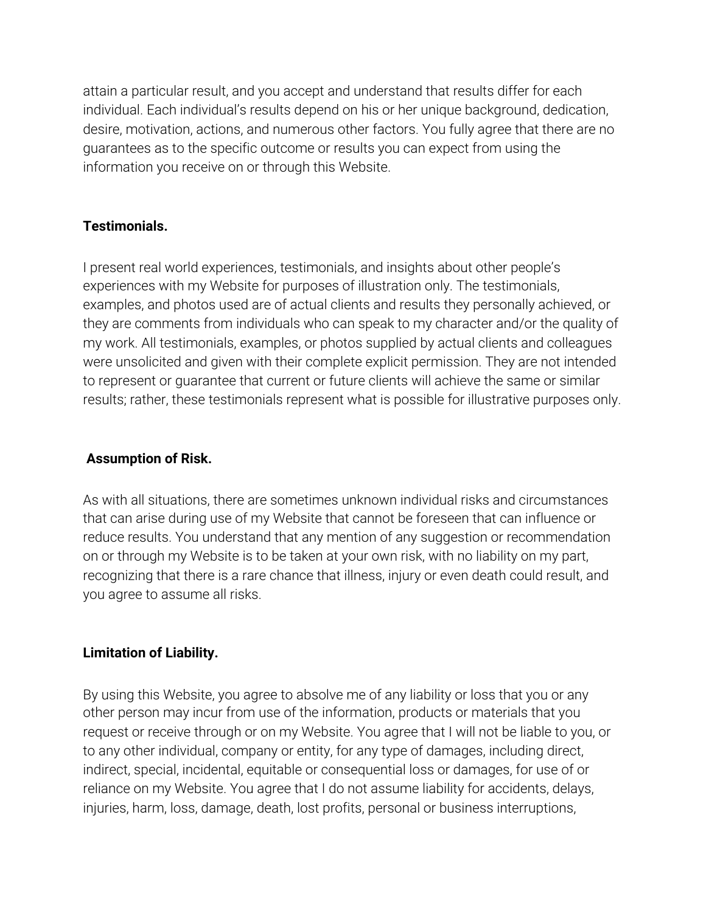attain a particular result, and you accept and understand that results differ for each individual. Each individual's results depend on his or her unique background, dedication, desire, motivation, actions, and numerous other factors. You fully agree that there are no guarantees as to the specific outcome or results you can expect from using the information you receive on or through this Website.

**Testimonials.**

I present real world experiences, testimonials, and insights about other people's experiences with my Website for purposes of illustration only. The testimonials, examples, and photos used are of actual clients and results they personally achieved, or they are comments from individuals who can speak to my character and/or the quality of my work. All testimonials, examples, or photos supplied by actual clients and colleagues were unsolicited and given with their complete explicit permission. They are not intended to represent or guarantee that current or future clients will achieve the same or similar results; rather, these testimonials represent what is possible for illustrative purposes only.

**Assumption of Risk.**

As with all situations, there are sometimes unknown individual risks and circumstances that can arise during use of my Website that cannot be foreseen that can influence or reduce results. You understand that any mention of any suggestion or recommendation on or through my Website is to be taken at your own risk, with no liability on my part, recognizing that there is a rare chance that illness, injury or even death could result, and you agree to assume all risks.

**Limitation of Liability.**

By using this Website, you agree to absolve me of any liability or loss that you or any other person may incur from use of the information, products or materials that you request or receive through or on my Website. You agree that I will not be liable to you, or to any other individual, company or entity, for any type of damages, including direct, indirect, special, incidental, equitable or consequential loss or damages, for use of or reliance on my Website. You agree that I do not assume liability for accidents, delays, injuries, harm, loss, damage, death, lost profits, personal or business interruptions,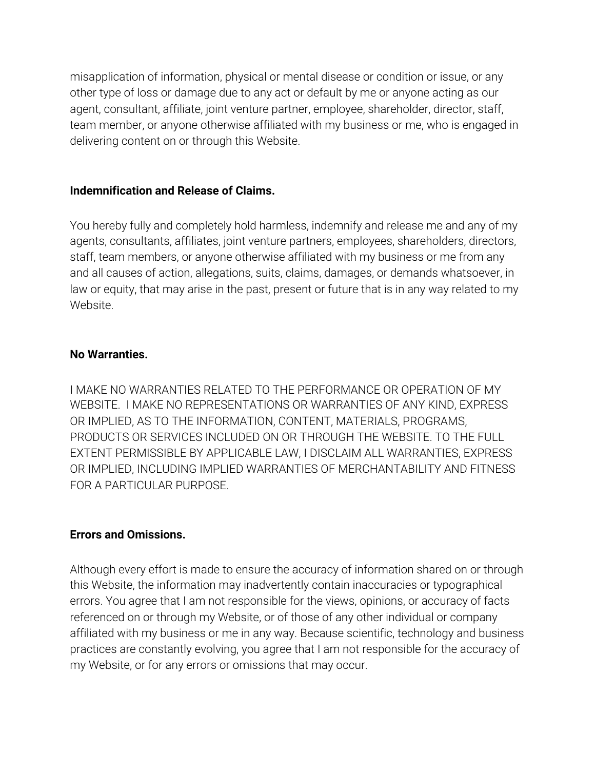misapplication of information, physical or mental disease or condition or issue, or any other type of loss or damage due to any act or default by me or anyone acting as our agent, consultant, affiliate, joint venture partner, employee, shareholder, director, staff, team member, or anyone otherwise affiliated with my business or me, who is engaged in delivering content on or through this Website.

**Indemnification and Release of Claims.**

You hereby fully and completely hold harmless, indemnify and release me and any of my agents, consultants, affiliates, joint venture partners, employees, shareholders, directors, staff, team members, or anyone otherwise affiliated with my business or me from any and all causes of action, allegations, suits, claims, damages, or demands whatsoever, in law or equity, that may arise in the past, present or future that is in any way related to my Website.

**No Warranties.**

I MAKE NO WARRANTIES RELATED TO THE PERFORMANCE OR OPERATION OF MY WEBSITE. I MAKE NO REPRESENTATIONS OR WARRANTIES OF ANY KIND, EXPRESS OR IMPLIED, AS TO THE INFORMATION, CONTENT, MATERIALS, PROGRAMS, PRODUCTS OR SERVICES INCLUDED ON OR THROUGH THE WEBSITE. TO THE FULL EXTENT PERMISSIBLE BY APPLICABLE LAW, I DISCLAIM ALL WARRANTIES, EXPRESS OR IMPLIED, INCLUDING IMPLIED WARRANTIES OF MERCHANTABILITY AND FITNESS FOR A PARTICULAR PURPOSE.

**Errors and Omissions.**

Although every effort is made to ensure the accuracy of information shared on or through this Website, the information may inadvertently contain inaccuracies or typographical errors. You agree that I am not responsible for the views, opinions, or accuracy of facts referenced on or through my Website, or of those of any other individual or company affiliated with my business or me in any way. Because scientific, technology and business practices are constantly evolving, you agree that I am not responsible for the accuracy of my Website, or for any errors or omissions that may occur.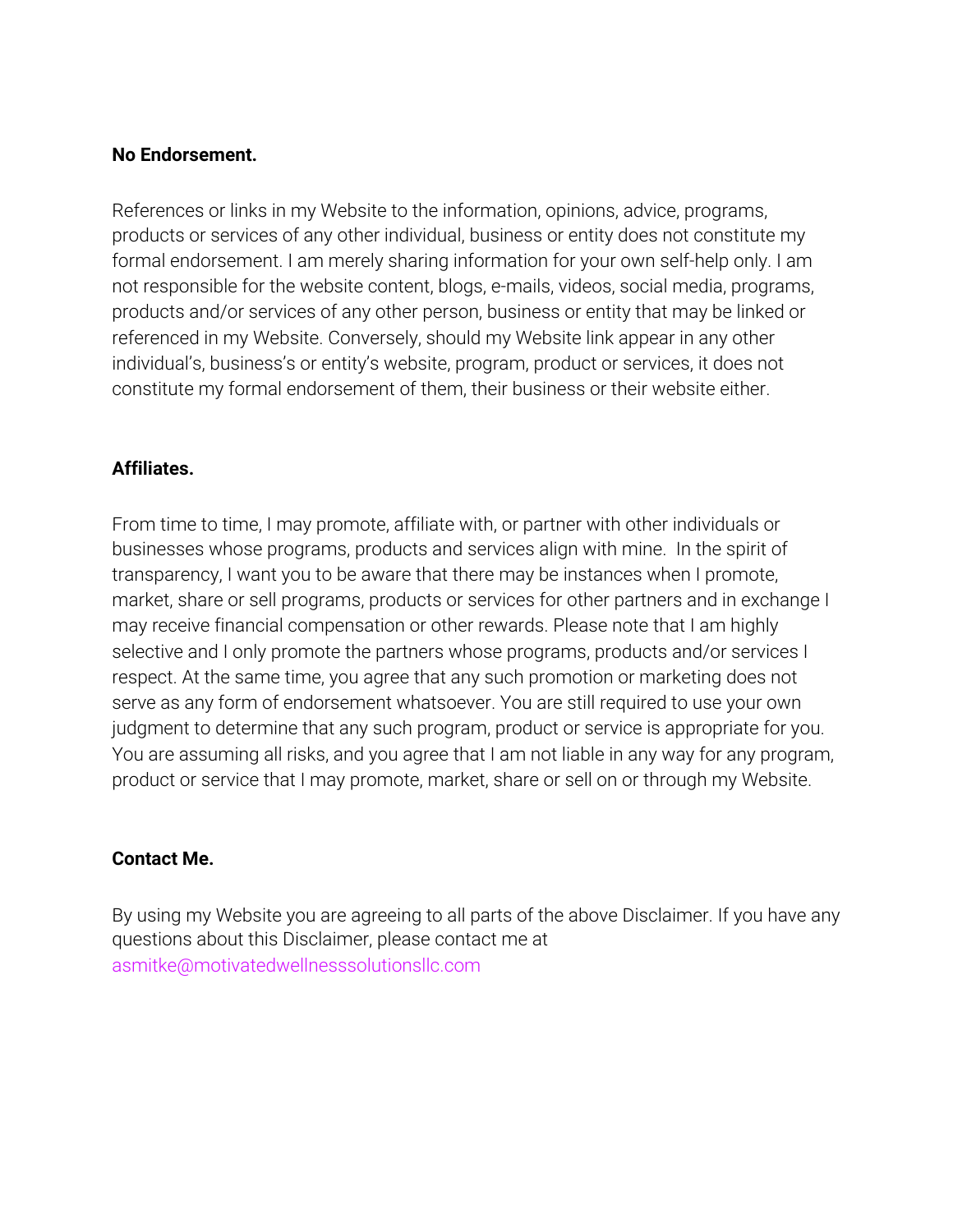**No Endorsement.**

References or links in my Website to the information, opinions, advice, programs, products or services of any other individual, business or entity does not constitute my formal endorsement. I am merely sharing information for your own self-help only. I am not responsible for the website content, blogs, e-mails, videos, social media, programs, products and/or services of any other person, business or entity that may be linked or referenced in my Website. Conversely, should my Website link appear in any other individual's, business's or entity's website, program, product or services, it does not constitute my formal endorsement of them, their business or their website either.

**Affiliates.**

From time to time, I may promote, affiliate with, or partner with other individuals or businesses whose programs, products and services align with mine. In the spirit of transparency, I want you to be aware that there may be instances when I promote, market, share or sell programs, products or services for other partners and in exchange I may receive financial compensation or other rewards. Please note that I am highly selective and I only promote the partners whose programs, products and/or services I respect. At the same time, you agree that any such promotion or marketing does not serve as any form of endorsement whatsoever. You are still required to use your own judgment to determine that any such program, product or service is appropriate for you. You are assuming all risks, and you agree that I am not liable in any way for any program, product or service that I may promote, market, share or sell on or through my Website.

**Contact Me.**

By using my Website you are agreeing to all parts of the above Disclaimer. If you have any questions about this Disclaimer, please contact me at asmitke@motivatedwellnesssolutionsllc.com